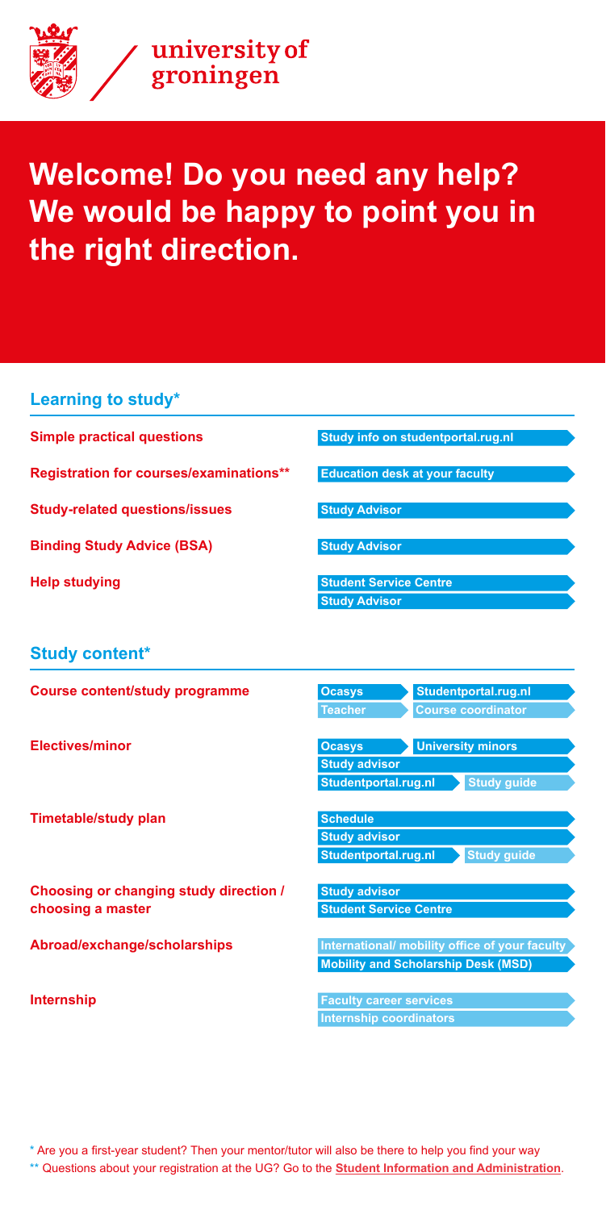university of groningen

# Welcome! Do you need any help? We would be happy to point you in the right direction.

## Learning to study*

| | |
|---|---|
| **Simple practical questions** | Study info on studentportal.rug.nl |
| **Registration for courses/examinations**** | Education desk at your faculty |
| **Study-related questions/issues** | Study Advisor |
| **Binding Study Advice (BSA)** | Study Advisor |
| **Help studying** | Student Service Centre<br>Study Advisor |

## Study content*

| | |
|---|---|
| **Course content/study programme** | Ocasys, Studentportal.rug.nl<br>Teacher, Course coordinator |
| **Electives/minor** | Ocasys, University minors<br>Study advisor<br>Studentportal.rug.nl, Study guide |
| **Timetable/study plan** | Schedule<br>Study advisor<br>Studentportal.rug.nl, Study guide |
| **Choosing or changing study direction / choosing a master** | Study advisor<br>Student Service Centre |
| **Abroad/exchange/scholarships** | International/ mobility office of your faculty<br>Mobility and Scholarship Desk (MSD) |
| **Internship** | Faculty career services<br>Internship coordinators |

\* Are you a first-year student? Then your mentor/tutor will also be there to help you find your way

** Questions about your registration at the UG? Go to the **Student Information and Administration**.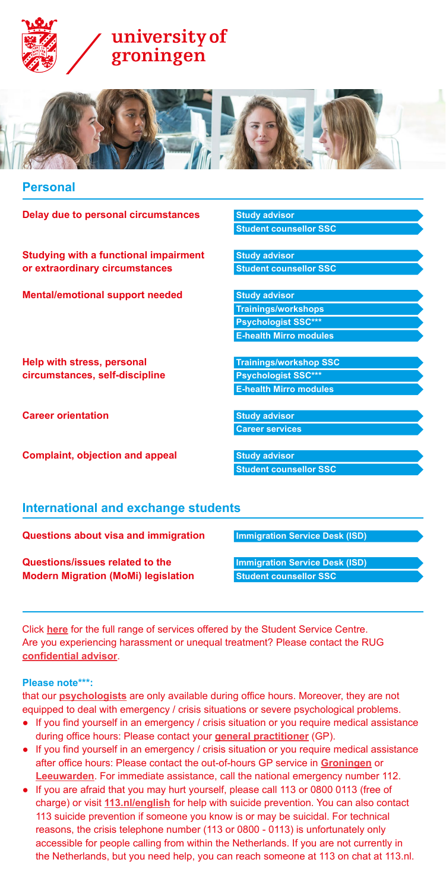## Personal

| | |
|---|---|
| **Delay due to personal circumstances** | Study advisor<br>Student counsellor SSC |
| **Studying with a functional impairment or extraordinary circumstances** | Study advisor<br>Student counsellor SSC |
| **Mental/emotional support needed** | Study advisor<br>Trainings/workshops<br>Psychologist SSC***<br>E-health Mirro modules |
| **Help with stress, personal circumstances, self-discipline** | Trainings/workshop SSC<br>Psychologist SSC***<br>E-health Mirro modules |
| **Career orientation** | Study advisor<br>Career services |
| **Complaint, objection and appeal** | Study advisor<br>Student counsellor SSC |

## International and exchange students

| | |
|---|---|
| **Questions about visa and immigration** | Immigration Service Desk (ISD) |
| **Questions/issues related to the Modern Migration (MoMi) legislation** | Immigration Service Desk (ISD)<br>Student counsellor SSC |

Click **here** for the full range of services offered by the Student Service Centre.
Are you experiencing harassment or unequal treatment? Please contact the RUG **confidential advisor**.

**Please note***:**

that our **psychologists** are only available during office hours. Moreover, they are not equipped to deal with emergency / crisis situations or severe psychological problems.

- If you find yourself in an emergency / crisis situation or you require medical assistance during office hours: Please contact your **general practitioner** (GP).
- If you find yourself in an emergency / crisis situation or you require medical assistance after office hours: Please contact the out-of-hours GP service in **Groningen** or **Leeuwarden**. For immediate assistance, call the national emergency number 112.
- If you are afraid that you may hurt yourself, please call 113 or 0800 0113 (free of charge) or visit **113.nl/english** for help with suicide prevention. You can also contact 113 suicide prevention if someone you know is or may be suicidal. For technical reasons, the crisis telephone number (113 or 0800 - 0113) is unfortunately only accessible for people calling from within the Netherlands. If you are not currently in the Netherlands, but you need help, you can reach someone at 113 on chat at 113.nl.